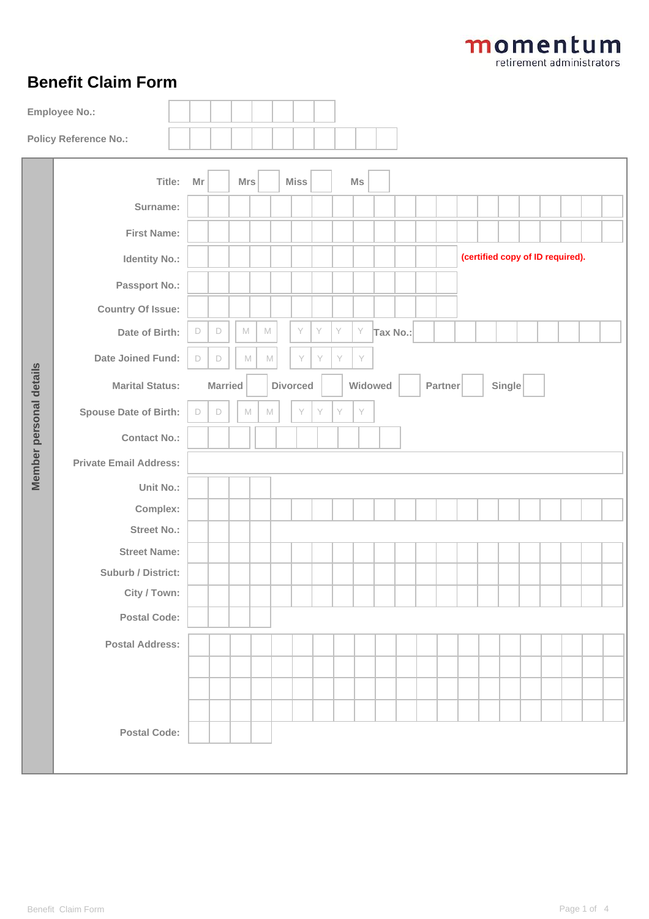momentum
retirement administrators

# Benefit Claim Form

**Employee No.:** 

**Policy Reference No.:** 

## Member personal details

| Field | Value |
|---|---|
| Title: | Mr ☐ Mrs ☐ Miss ☐ Ms ☐ |
| Surname: | |
| First Name: | |
| Identity No.: | (certified copy of ID required). |
| Passport No.: | |
| Country Of Issue: | |
| Date of Birth: | D D M M Y Y Y Y — Tax No.: |
| Date Joined Fund: | D D M M Y Y Y Y |
| Marital Status: | Married ☐ Divorced ☐ Widowed ☐ Partner ☐ Single ☐ |
| Spouse Date of Birth: | D D M M Y Y Y Y |
| Contact No.: | |
| Private Email Address: | |
| Unit No.: | |
| Complex: | |
| Street No.: | |
| Street Name: | |
| Suburb / District: | |
| City / Town: | |
| Postal Code: | |
| Postal Address: | |
| Postal Code: | |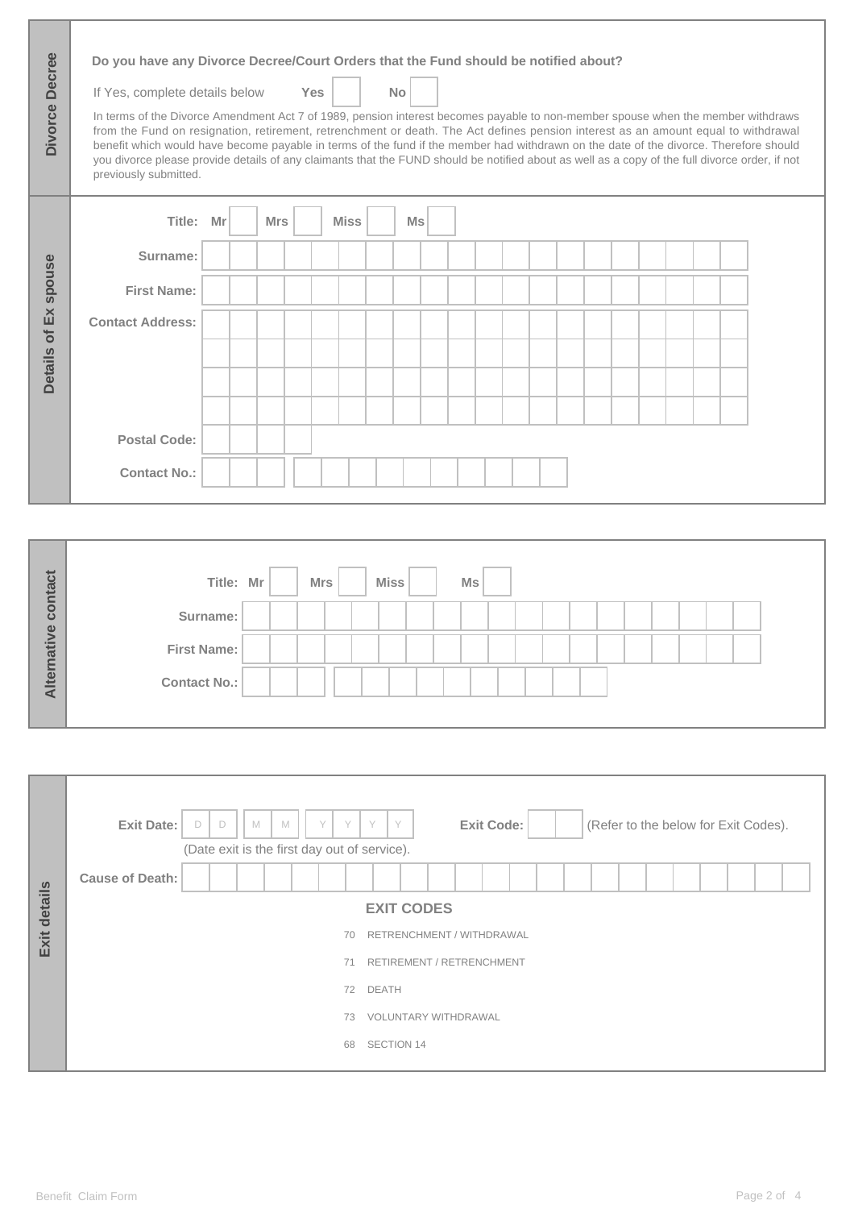## Divorce Decree

**Do you have any Divorce Decree/Court Orders that the Fund should be notified about?**

If Yes, complete details below **Yes** ☐ **No** ☐

In terms of the Divorce Amendment Act 7 of 1989, pension interest becomes payable to non-member spouse when the member withdraws from the Fund on resignation, retirement, retrenchment or death. The Act defines pension interest as an amount equal to withdrawal benefit which would have become payable in terms of the fund if the member had withdrawn on the date of the divorce. Therefore should you divorce please provide details of any claimants that the FUND should be notified about as well as a copy of the full divorce order, if not previously submitted.

## Details of Ex spouse

**Title:** **Mr** ☐ **Mrs** ☐ **Miss** ☐ **Ms** ☐

**Surname:**

**First Name:**

**Contact Address:**

**Postal Code:**

**Contact No.:**

## Alternative contact

**Title:** **Mr** ☐ **Mrs** ☐ **Miss** ☐ **Ms** ☐

**Surname:**

**First Name:**

**Contact No.:**

## Exit details

**Exit Date:** D D M M Y Y Y Y **Exit Code:** (Refer to the below for Exit Codes).

(Date exit is the first day out of service).

**Cause of Death:**

**EXIT CODES**

| Code | Description |
|---|---|
| 70 | RETRENCHMENT / WITHDRAWAL |
| 71 | RETIREMENT / RETRENCHMENT |
| 72 | DEATH |
| 73 | VOLUNTARY WITHDRAWAL |
| 68 | SECTION 14 |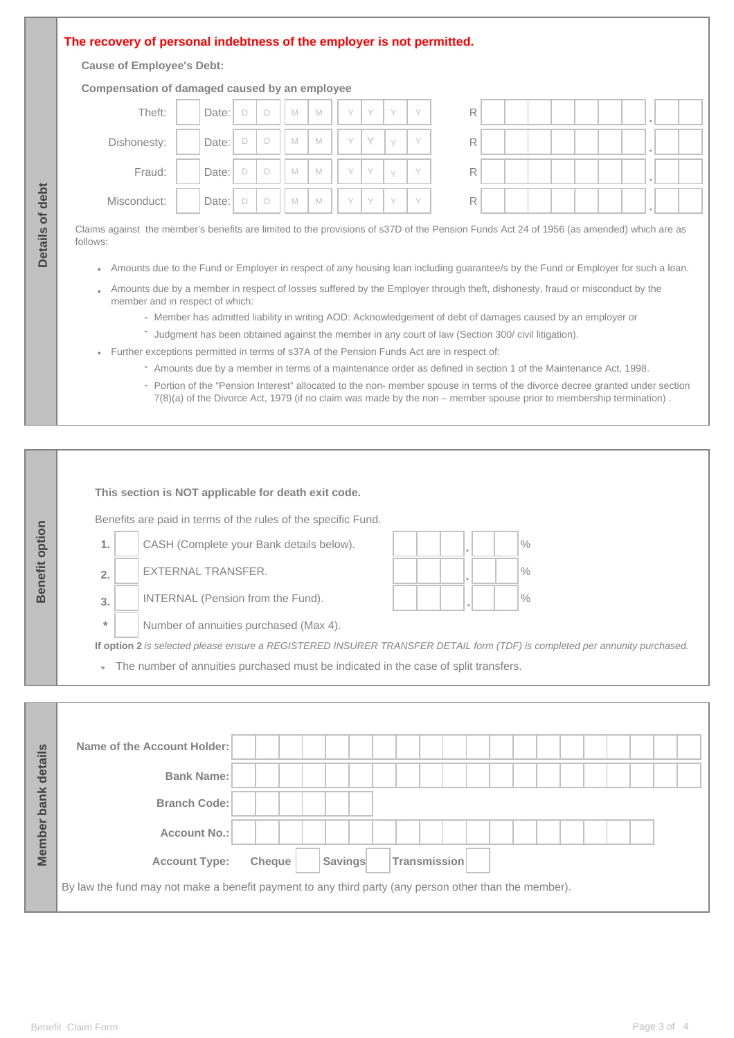## Details of debt

**The recovery of personal indebtness of the employer is not permitted.**

**Cause of Employee's Debt:**

**Compensation of damaged caused by an employee**

| Cause | | Date | Amount |
|---|---|---|---|
| Theft: | | Date: DD MM YYYY | R . |
| Dishonesty: | | Date: DD MM YYYY | R . |
| Fraud: | | Date: DD MM YYYY | R . |
| Misconduct: | | Date: DD MM YYYY | R . |

Claims against the member's benefits are limited to the provisions of s37D of the Pension Funds Act 24 of 1956 (as amended) which are as follows:

- Amounts due to the Fund or Employer in respect of any housing loan including guarantee/s by the Fund or Employer for such a loan.
- Amounts due by a member in respect of losses suffered by the Employer through theft, dishonesty, fraud or misconduct by the member and in respect of which:
  - Member has admitted liability in writing AOD: Acknowledgement of debt of damages caused by an employer or
  - Judgment has been obtained against the member in any court of law (Section 300/ civil litigation).
- Further exceptions permitted in terms of s37A of the Pension Funds Act are in respect of:
  - Amounts due by a member in terms of a maintenance order as defined in section 1 of the Maintenance Act, 1998.
  - Portion of the "Pension Interest" allocated to the non- member spouse in terms of the divorce decree granted under section 7(8)(a) of the Divorce Act, 1979 (if no claim was made by the non – member spouse prior to membership termination) .

## Benefit option

**This section is NOT applicable for death exit code.**

Benefits are paid in terms of the rules of the specific Fund.

| | | Option | Percentage |
|---|---|---|---|
| 1. | | CASH (Complete your Bank details below). | . % |
| 2. | | EXTERNAL TRANSFER. | . % |
| 3. | | INTERNAL (Pension from the Fund). | . % |
| * | | Number of annuities purchased (Max 4). | |

**If option 2** *is selected please ensure a REGISTERED INSURER TRANSFER DETAIL form (TDF) is completed per annuity purchased.*

* The number of annuities purchased must be indicated in the case of split transfers.

## Member bank details

**Name of the Account Holder:**

**Bank Name:**

**Branch Code:**

**Account No.:**

**Account Type:** **Cheque** ☐ **Savings** ☐ **Transmission** ☐

By law the fund may not make a benefit payment to any third party (any person other than the member).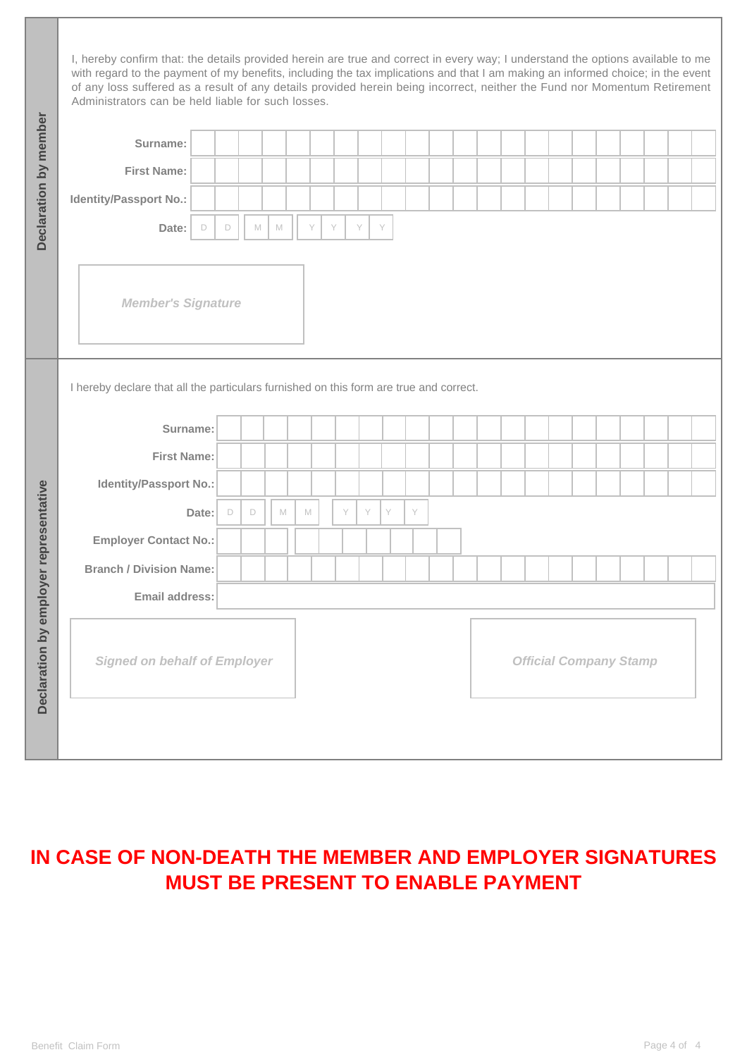## Declaration by member

I, hereby confirm that: the details provided herein are true and correct in every way; I understand the options available to me with regard to the payment of my benefits, including the tax implications and that I am making an informed choice; in the event of any loss suffered as a result of any details provided herein being incorrect, neither the Fund nor Momentum Retirement Administrators can be held liable for such losses.

**Surname:**

**First Name:**

**Identity/Passport No.:**

**Date:** D D M M Y Y Y Y

*Member's Signature*

## Declaration by employer representative

I hereby declare that all the particulars furnished on this form are true and correct.

**Surname:**

**First Name:**

**Identity/Passport No.:**

**Date:** D D M M Y Y Y Y

**Employer Contact No.:**

**Branch / Division Name:**

**Email address:**

*Signed on behalf of Employer*

*Official Company Stamp*

**IN CASE OF NON-DEATH THE MEMBER AND EMPLOYER SIGNATURES MUST BE PRESENT TO ENABLE PAYMENT**